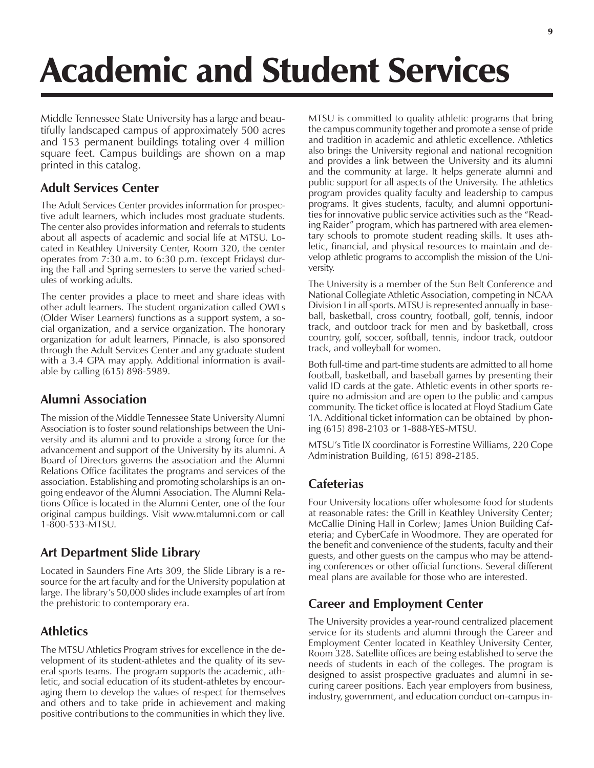# Academic and Student Services

Middle Tennessee State University has a large and beautifully landscaped campus of approximately 500 acres and 153 permanent buildings totaling over 4 million square feet. Campus buildings are shown on a map printed in this catalog.

## Adult Services Center

The Adult Services Center provides information for prospective adult learners, which includes most graduate students. The center also provides information and referrals to students about all aspects of academic and social life at MTSU. Located in Keathley University Center, Room 320, the center operates from 7:30 a.m. to 6:30 p.m. (except Fridays) during the Fall and Spring semesters to serve the varied schedules of working adults.

The center provides a place to meet and share ideas with other adult learners. The student organization called OWLs (Older Wiser Learners) functions as a support system, a social organization, and a service organization. The honorary organization for adult learners, Pinnacle, is also sponsored through the Adult Services Center and any graduate student with a 3.4 GPA may apply. Additional information is available by calling (615) 898-5989.

## Alumni Association

The mission of the Middle Tennessee State University Alumni Association is to foster sound relationships between the University and its alumni and to provide a strong force for the advancement and support of the University by its alumni. A Board of Directors governs the association and the Alumni Relations Office facilitates the programs and services of the association. Establishing and promoting scholarships is an ongoing endeavor of the Alumni Association. The Alumni Relations Office is located in the Alumni Center, one of the four original campus buildings. Visit www.mtalumni.com or call 1-800-533-MTSU.

## Art Department Slide Library

Located in Saunders Fine Arts 309, the Slide Library is a resource for the art faculty and for the University population at large. The library's 50,000 slides include examples of art from the prehistoric to contemporary era.

## Athletics

The MTSU Athletics Program strives for excellence in the development of its student-athletes and the quality of its several sports teams. The program supports the academic, athletic, and social education of its student-athletes by encouraging them to develop the values of respect for themselves and others and to take pride in achievement and making positive contributions to the communities in which they live.

MTSU is committed to quality athletic programs that bring the campus community together and promote a sense of pride and tradition in academic and athletic excellence. Athletics also brings the University regional and national recognition and provides a link between the University and its alumni and the community at large. It helps generate alumni and public support for all aspects of the University. The athletics program provides quality faculty and leadership to campus programs. It gives students, faculty, and alumni opportunities for innovative public service activities such as the "Reading Raider" program, which has partnered with area elementary schools to promote student reading skills. It uses athletic, financial, and physical resources to maintain and develop athletic programs to accomplish the mission of the University.

The University is a member of the Sun Belt Conference and National Collegiate Athletic Association, competing in NCAA Division I in all sports. MTSU is represented annually in baseball, basketball, cross country, football, golf, tennis, indoor track, and outdoor track for men and by basketball, cross country, golf, soccer, softball, tennis, indoor track, outdoor track, and volleyball for women.

Both full-time and part-time students are admitted to all home football, basketball, and baseball games by presenting their valid ID cards at the gate. Athletic events in other sports require no admission and are open to the public and campus community. The ticket office is located at Floyd Stadium Gate 1A. Additional ticket information can be obtained by phoning (615) 898-2103 or 1-888-YES-MTSU.

MTSU's Title IX coordinator is Forrestine Williams, 220 Cope Administration Building, (615) 898-2185.

## Cafeterias

Four University locations offer wholesome food for students at reasonable rates: the Grill in Keathley University Center; McCallie Dining Hall in Corlew; James Union Building Cafeteria; and CyberCafe in Woodmore. They are operated for the benefit and convenience of the students, faculty and their guests, and other guests on the campus who may be attending conferences or other official functions. Several different meal plans are available for those who are interested.

## Career and Employment Center

The University provides a year-round centralized placement service for its students and alumni through the Career and Employment Center located in Keathley University Center, Room 328. Satellite offices are being established to serve the needs of students in each of the colleges. The program is designed to assist prospective graduates and alumni in securing career positions. Each year employers from business, industry, government, and education conduct on-campus in-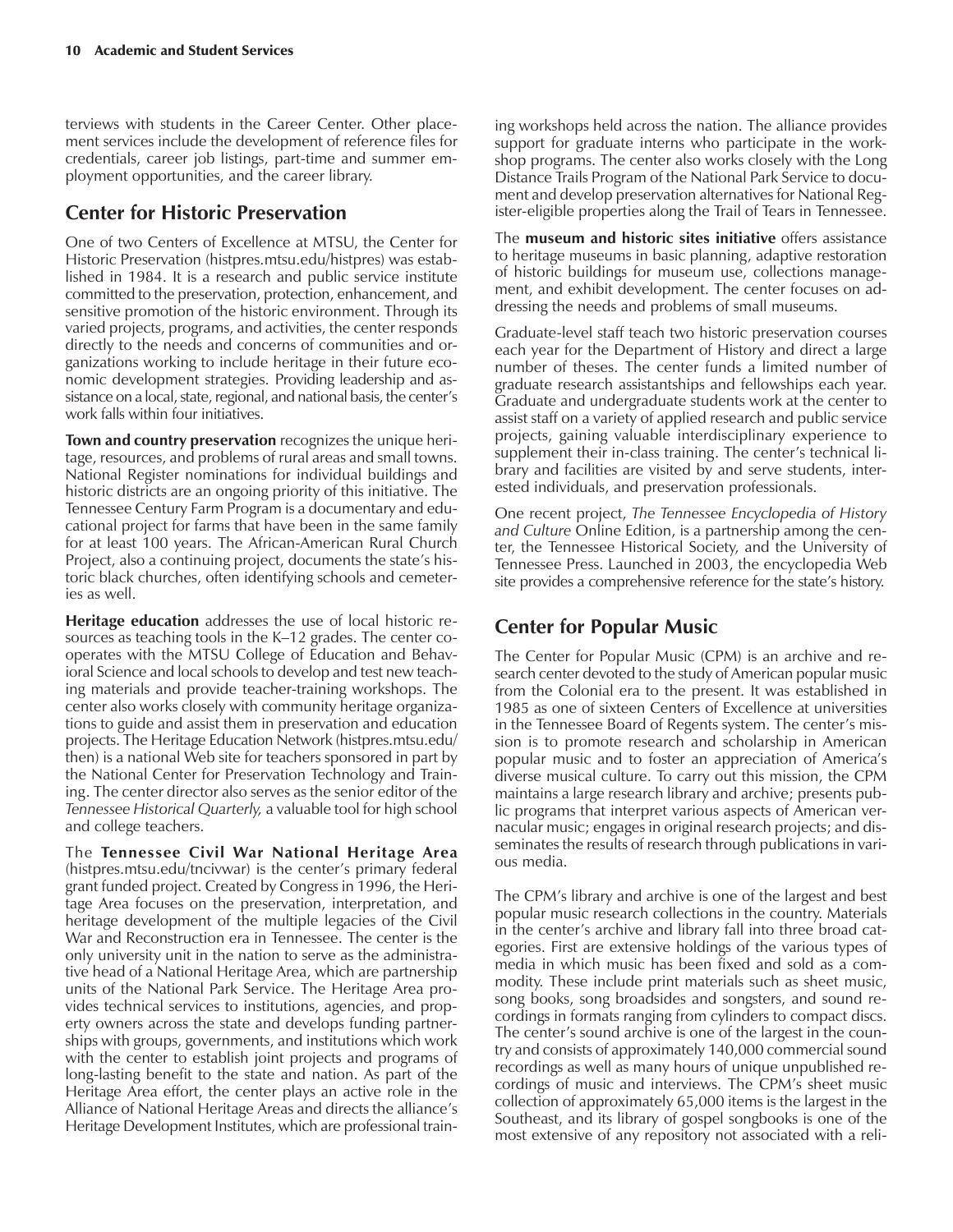terviews with students in the Career Center. Other placement services include the development of reference files for credentials, career job listings, part-time and summer employment opportunities, and the career library.

## Center for Historic Preservation

One of two Centers of Excellence at MTSU, the Center for Historic Preservation (histpres.mtsu.edu/histpres) was established in 1984. It is a research and public service institute committed to the preservation, protection, enhancement, and sensitive promotion of the historic environment. Through its varied projects, programs, and activities, the center responds directly to the needs and concerns of communities and organizations working to include heritage in their future economic development strategies. Providing leadership and assistance on a local, state, regional, and national basis, the center's work falls within four initiatives.

**Town and country preservation** recognizes the unique heritage, resources, and problems of rural areas and small towns. National Register nominations for individual buildings and historic districts are an ongoing priority of this initiative. The Tennessee Century Farm Program is a documentary and educational project for farms that have been in the same family for at least 100 years. The African-American Rural Church Project, also a continuing project, documents the state's historic black churches, often identifying schools and cemeteries as well.

**Heritage education** addresses the use of local historic resources as teaching tools in the K–12 grades. The center cooperates with the MTSU College of Education and Behavioral Science and local schools to develop and test new teaching materials and provide teacher-training workshops. The center also works closely with community heritage organizations to guide and assist them in preservation and education projects. The Heritage Education Network (histpres.mtsu.edu/then) is a national Web site for teachers sponsored in part by the National Center for Preservation Technology and Training. The center director also serves as the senior editor of the *Tennessee Historical Quarterly*, a valuable tool for high school and college teachers.

The **Tennessee Civil War National Heritage Area** (histpres.mtsu.edu/tncivwar) is the center's primary federal grant funded project. Created by Congress in 1996, the Heritage Area focuses on the preservation, interpretation, and heritage development of the multiple legacies of the Civil War and Reconstruction era in Tennessee. The center is the only university unit in the nation to serve as the administrative head of a National Heritage Area, which are partnership units of the National Park Service. The Heritage Area provides technical services to institutions, agencies, and property owners across the state and develops funding partnerships with groups, governments, and institutions which work with the center to establish joint projects and programs of long-lasting benefit to the state and nation. As part of the Heritage Area effort, the center plays an active role in the Alliance of National Heritage Areas and directs the alliance's Heritage Development Institutes, which are professional training workshops held across the nation. The alliance provides support for graduate interns who participate in the workshop programs. The center also works closely with the Long Distance Trails Program of the National Park Service to document and develop preservation alternatives for National Register-eligible properties along the Trail of Tears in Tennessee.

The **museum and historic sites initiative** offers assistance to heritage museums in basic planning, adaptive restoration of historic buildings for museum use, collections management, and exhibit development. The center focuses on addressing the needs and problems of small museums.

Graduate-level staff teach two historic preservation courses each year for the Department of History and direct a large number of theses. The center funds a limited number of graduate research assistantships and fellowships each year. Graduate and undergraduate students work at the center to assist staff on a variety of applied research and public service projects, gaining valuable interdisciplinary experience to supplement their in-class training. The center's technical library and facilities are visited by and serve students, interested individuals, and preservation professionals.

One recent project, *The Tennessee Encyclopedia of History and Culture* Online Edition, is a partnership among the center, the Tennessee Historical Society, and the University of Tennessee Press. Launched in 2003, the encyclopedia Web site provides a comprehensive reference for the state's history.

## Center for Popular Music

The Center for Popular Music (CPM) is an archive and research center devoted to the study of American popular music from the Colonial era to the present. It was established in 1985 as one of sixteen Centers of Excellence at universities in the Tennessee Board of Regents system. The center's mission is to promote research and scholarship in American popular music and to foster an appreciation of America's diverse musical culture. To carry out this mission, the CPM maintains a large research library and archive; presents public programs that interpret various aspects of American vernacular music; engages in original research projects; and disseminates the results of research through publications in various media.

The CPM's library and archive is one of the largest and best popular music research collections in the country. Materials in the center's archive and library fall into three broad categories. First are extensive holdings of the various types of media in which music has been fixed and sold as a commodity. These include print materials such as sheet music, song books, song broadsides and songsters, and sound recordings in formats ranging from cylinders to compact discs. The center's sound archive is one of the largest in the country and consists of approximately 140,000 commercial sound recordings as well as many hours of unique unpublished recordings of music and interviews. The CPM's sheet music collection of approximately 65,000 items is the largest in the Southeast, and its library of gospel songbooks is one of the most extensive of any repository not associated with a reli-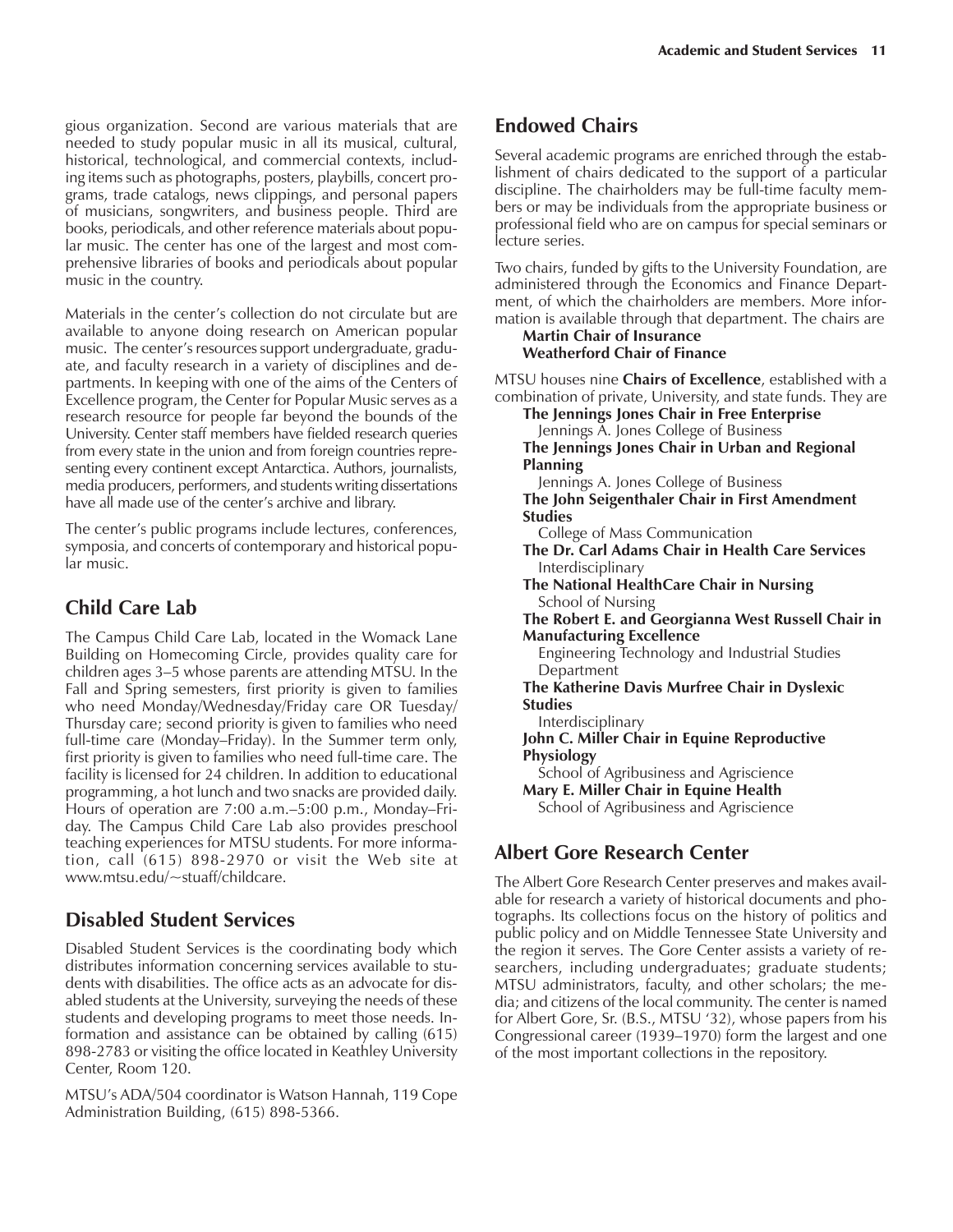gious organization. Second are various materials that are needed to study popular music in all its musical, cultural, historical, technological, and commercial contexts, including items such as photographs, posters, playbills, concert programs, trade catalogs, news clippings, and personal papers of musicians, songwriters, and business people. Third are books, periodicals, and other reference materials about popular music. The center has one of the largest and most comprehensive libraries of books and periodicals about popular music in the country.

Materials in the center's collection do not circulate but are available to anyone doing research on American popular music. The center's resources support undergraduate, graduate, and faculty research in a variety of disciplines and departments. In keeping with one of the aims of the Centers of Excellence program, the Center for Popular Music serves as a research resource for people far beyond the bounds of the University. Center staff members have fielded research queries from every state in the union and from foreign countries representing every continent except Antarctica. Authors, journalists, media producers, performers, and students writing dissertations have all made use of the center's archive and library.

The center's public programs include lectures, conferences, symposia, and concerts of contemporary and historical popular music.

## Child Care Lab

The Campus Child Care Lab, located in the Womack Lane Building on Homecoming Circle, provides quality care for children ages 3–5 whose parents are attending MTSU. In the Fall and Spring semesters, first priority is given to families who need Monday/Wednesday/Friday care OR Tuesday/Thursday care; second priority is given to families who need full-time care (Monday–Friday). In the Summer term only, first priority is given to families who need full-time care. The facility is licensed for 24 children. In addition to educational programming, a hot lunch and two snacks are provided daily. Hours of operation are 7:00 a.m.–5:00 p.m., Monday–Friday. The Campus Child Care Lab also provides preschool teaching experiences for MTSU students. For more information, call (615) 898-2970 or visit the Web site at www.mtsu.edu/~stuaff/childcare.

## Disabled Student Services

Disabled Student Services is the coordinating body which distributes information concerning services available to students with disabilities. The office acts as an advocate for disabled students at the University, surveying the needs of these students and developing programs to meet those needs. Information and assistance can be obtained by calling (615) 898-2783 or visiting the office located in Keathley University Center, Room 120.

MTSU's ADA/504 coordinator is Watson Hannah, 119 Cope Administration Building, (615) 898-5366.

## Endowed Chairs

Several academic programs are enriched through the establishment of chairs dedicated to the support of a particular discipline. The chairholders may be full-time faculty members or may be individuals from the appropriate business or professional field who are on campus for special seminars or lecture series.

Two chairs, funded by gifts to the University Foundation, are administered through the Economics and Finance Department, of which the chairholders are members. More information is available through that department. The chairs are

**Martin Chair of Insurance**
**Weatherford Chair of Finance**

MTSU houses nine **Chairs of Excellence**, established with a combination of private, University, and state funds. They are

**The Jennings Jones Chair in Free Enterprise**
Jennings A. Jones College of Business

**The Jennings Jones Chair in Urban and Regional Planning**
Jennings A. Jones College of Business

**The John Seigenthaler Chair in First Amendment Studies**
College of Mass Communication

**The Dr. Carl Adams Chair in Health Care Services**
Interdisciplinary

**The National HealthCare Chair in Nursing**
School of Nursing

**The Robert E. and Georgianna West Russell Chair in Manufacturing Excellence**
Engineering Technology and Industrial Studies Department

**The Katherine Davis Murfree Chair in Dyslexic Studies**
Interdisciplinary

**John C. Miller Chair in Equine Reproductive Physiology**
School of Agribusiness and Agriscience

**Mary E. Miller Chair in Equine Health**
School of Agribusiness and Agriscience

## Albert Gore Research Center

The Albert Gore Research Center preserves and makes available for research a variety of historical documents and photographs. Its collections focus on the history of politics and public policy and on Middle Tennessee State University and the region it serves. The Gore Center assists a variety of researchers, including undergraduates; graduate students; MTSU administrators, faculty, and other scholars; the media; and citizens of the local community. The center is named for Albert Gore, Sr. (B.S., MTSU '32), whose papers from his Congressional career (1939–1970) form the largest and one of the most important collections in the repository.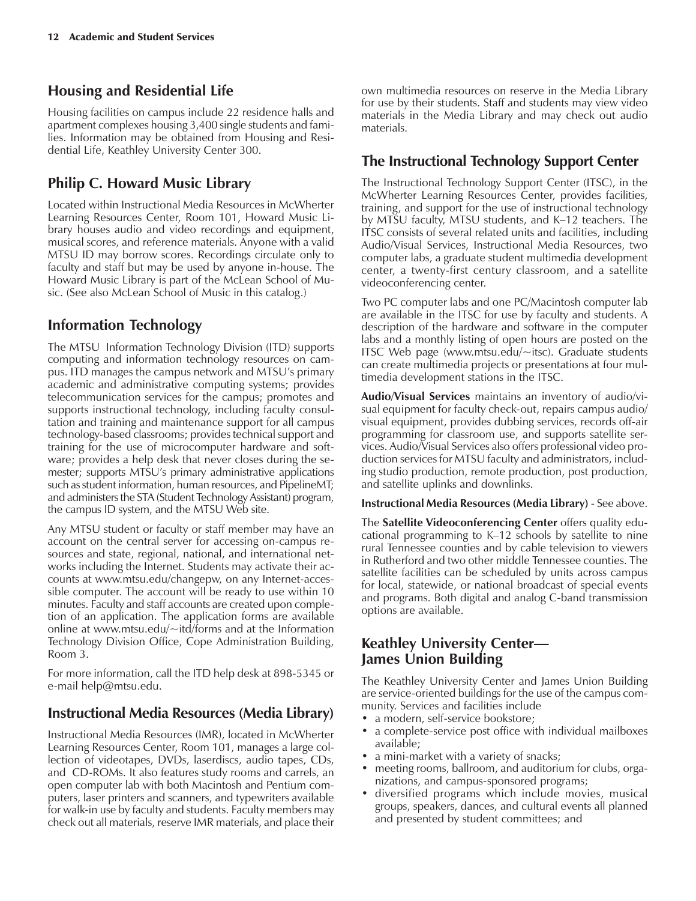## Housing and Residential Life

Housing facilities on campus include 22 residence halls and apartment complexes housing 3,400 single students and families. Information may be obtained from Housing and Residential Life, Keathley University Center 300.

## Philip C. Howard Music Library

Located within Instructional Media Resources in McWherter Learning Resources Center, Room 101, Howard Music Library houses audio and video recordings and equipment, musical scores, and reference materials. Anyone with a valid MTSU ID may borrow scores. Recordings circulate only to faculty and staff but may be used by anyone in-house. The Howard Music Library is part of the McLean School of Music. (See also McLean School of Music in this catalog.)

## Information Technology

The MTSU Information Technology Division (ITD) supports computing and information technology resources on campus. ITD manages the campus network and MTSU's primary academic and administrative computing systems; provides telecommunication services for the campus; promotes and supports instructional technology, including faculty consultation and training and maintenance support for all campus technology-based classrooms; provides technical support and training for the use of microcomputer hardware and software; provides a help desk that never closes during the semester; supports MTSU's primary administrative applications such as student information, human resources, and PipelineMT; and administers the STA (Student Technology Assistant) program, the campus ID system, and the MTSU Web site.

Any MTSU student or faculty or staff member may have an account on the central server for accessing on-campus resources and state, regional, national, and international networks including the Internet. Students may activate their accounts at www.mtsu.edu/changepw, on any Internet-accessible computer. The account will be ready to use within 10 minutes. Faculty and staff accounts are created upon completion of an application. The application forms are available online at www.mtsu.edu/~itd/forms and at the Information Technology Division Office, Cope Administration Building, Room 3.

For more information, call the ITD help desk at 898-5345 or e-mail help@mtsu.edu.

## Instructional Media Resources (Media Library)

Instructional Media Resources (IMR), located in McWherter Learning Resources Center, Room 101, manages a large collection of videotapes, DVDs, laserdiscs, audio tapes, CDs, and CD-ROMs. It also features study rooms and carrels, an open computer lab with both Macintosh and Pentium computers, laser printers and scanners, and typewriters available for walk-in use by faculty and students. Faculty members may check out all materials, reserve IMR materials, and place their own multimedia resources on reserve in the Media Library for use by their students. Staff and students may view video materials in the Media Library and may check out audio materials.

## The Instructional Technology Support Center

The Instructional Technology Support Center (ITSC), in the McWherter Learning Resources Center, provides facilities, training, and support for the use of instructional technology by MTSU faculty, MTSU students, and K–12 teachers. The ITSC consists of several related units and facilities, including Audio/Visual Services, Instructional Media Resources, two computer labs, a graduate student multimedia development center, a twenty-first century classroom, and a satellite videoconferencing center.

Two PC computer labs and one PC/Macintosh computer lab are available in the ITSC for use by faculty and students. A description of the hardware and software in the computer labs and a monthly listing of open hours are posted on the ITSC Web page (www.mtsu.edu/~itsc). Graduate students can create multimedia projects or presentations at four multimedia development stations in the ITSC.

**Audio/Visual Services** maintains an inventory of audio/visual equipment for faculty check-out, repairs campus audio/visual equipment, provides dubbing services, records off-air programming for classroom use, and supports satellite services. Audio/Visual Services also offers professional video production services for MTSU faculty and administrators, including studio production, remote production, post production, and satellite uplinks and downlinks.

**Instructional Media Resources (Media Library)** - See above.

The **Satellite Videoconferencing Center** offers quality educational programming to K–12 schools by satellite to nine rural Tennessee counties and by cable television to viewers in Rutherford and two other middle Tennessee counties. The satellite facilities can be scheduled by units across campus for local, statewide, or national broadcast of special events and programs. Both digital and analog C-band transmission options are available.

## Keathley University Center— James Union Building

The Keathley University Center and James Union Building are service-oriented buildings for the use of the campus community. Services and facilities include

- a modern, self-service bookstore;
- a complete-service post office with individual mailboxes available;
- a mini-market with a variety of snacks;
- meeting rooms, ballroom, and auditorium for clubs, organizations, and campus-sponsored programs;
- diversified programs which include movies, musical groups, speakers, dances, and cultural events all planned and presented by student committees; and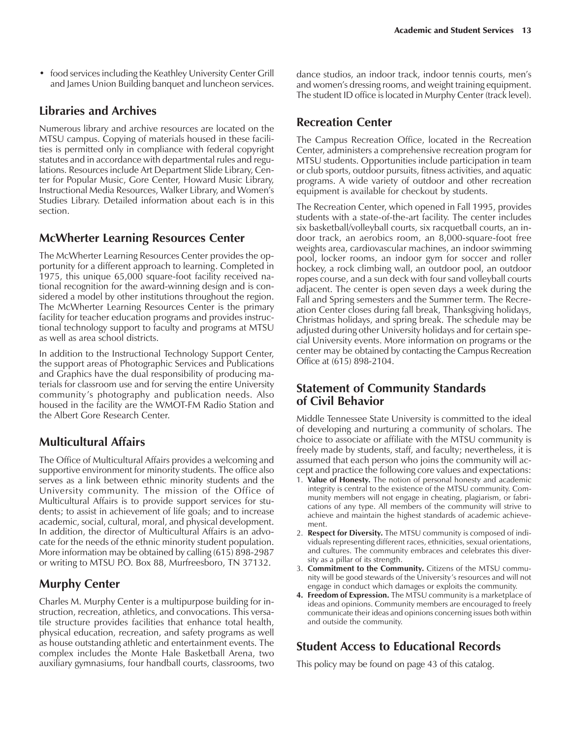- food services including the Keathley University Center Grill and James Union Building banquet and luncheon services.

## Libraries and Archives

Numerous library and archive resources are located on the MTSU campus. Copying of materials housed in these facilities is permitted only in compliance with federal copyright statutes and in accordance with departmental rules and regulations. Resources include Art Department Slide Library, Center for Popular Music, Gore Center, Howard Music Library, Instructional Media Resources, Walker Library, and Women's Studies Library. Detailed information about each is in this section.

## McWherter Learning Resources Center

The McWherter Learning Resources Center provides the opportunity for a different approach to learning. Completed in 1975, this unique 65,000 square-foot facility received national recognition for the award-winning design and is considered a model by other institutions throughout the region. The McWherter Learning Resources Center is the primary facility for teacher education programs and provides instructional technology support to faculty and programs at MTSU as well as area school districts.

In addition to the Instructional Technology Support Center, the support areas of Photographic Services and Publications and Graphics have the dual responsibility of producing materials for classroom use and for serving the entire University community's photography and publication needs. Also housed in the facility are the WMOT-FM Radio Station and the Albert Gore Research Center.

## Multicultural Affairs

The Office of Multicultural Affairs provides a welcoming and supportive environment for minority students. The office also serves as a link between ethnic minority students and the University community. The mission of the Office of Multicultural Affairs is to provide support services for students; to assist in achievement of life goals; and to increase academic, social, cultural, moral, and physical development. In addition, the director of Multicultural Affairs is an advocate for the needs of the ethnic minority student population. More information may be obtained by calling (615) 898-2987 or writing to MTSU P.O. Box 88, Murfreesboro, TN 37132.

## Murphy Center

Charles M. Murphy Center is a multipurpose building for instruction, recreation, athletics, and convocations. This versatile structure provides facilities that enhance total health, physical education, recreation, and safety programs as well as house outstanding athletic and entertainment events. The complex includes the Monte Hale Basketball Arena, two auxiliary gymnasiums, four handball courts, classrooms, two dance studios, an indoor track, indoor tennis courts, men's and women's dressing rooms, and weight training equipment. The student ID office is located in Murphy Center (track level).

## Recreation Center

The Campus Recreation Office, located in the Recreation Center, administers a comprehensive recreation program for MTSU students. Opportunities include participation in team or club sports, outdoor pursuits, fitness activities, and aquatic programs. A wide variety of outdoor and other recreation equipment is available for checkout by students.

The Recreation Center, which opened in Fall 1995, provides students with a state-of-the-art facility. The center includes six basketball/volleyball courts, six racquetball courts, an indoor track, an aerobics room, an 8,000-square-foot free weights area, cardiovascular machines, an indoor swimming pool, locker rooms, an indoor gym for soccer and roller hockey, a rock climbing wall, an outdoor pool, an outdoor ropes course, and a sun deck with four sand volleyball courts adjacent. The center is open seven days a week during the Fall and Spring semesters and the Summer term. The Recreation Center closes during fall break, Thanksgiving holidays, Christmas holidays, and spring break. The schedule may be adjusted during other University holidays and for certain special University events. More information on programs or the center may be obtained by contacting the Campus Recreation Office at (615) 898-2104.

## Statement of Community Standards of Civil Behavior

Middle Tennessee State University is committed to the ideal of developing and nurturing a community of scholars. The choice to associate or affiliate with the MTSU community is freely made by students, staff, and faculty; nevertheless, it is assumed that each person who joins the community will accept and practice the following core values and expectations:

1. **Value of Honesty.** The notion of personal honesty and academic integrity is central to the existence of the MTSU community. Community members will not engage in cheating, plagiarism, or fabrications of any type. All members of the community will strive to achieve and maintain the highest standards of academic achievement.
2. **Respect for Diversity.** The MTSU community is composed of individuals representing different races, ethnicities, sexual orientations, and cultures. The community embraces and celebrates this diversity as a pillar of its strength.
3. **Commitment to the Community.** Citizens of the MTSU community will be good stewards of the University's resources and will not engage in conduct which damages or exploits the community.
4. **Freedom of Expression.** The MTSU community is a marketplace of ideas and opinions. Community members are encouraged to freely communicate their ideas and opinions concerning issues both within and outside the community.

## Student Access to Educational Records

This policy may be found on page 43 of this catalog.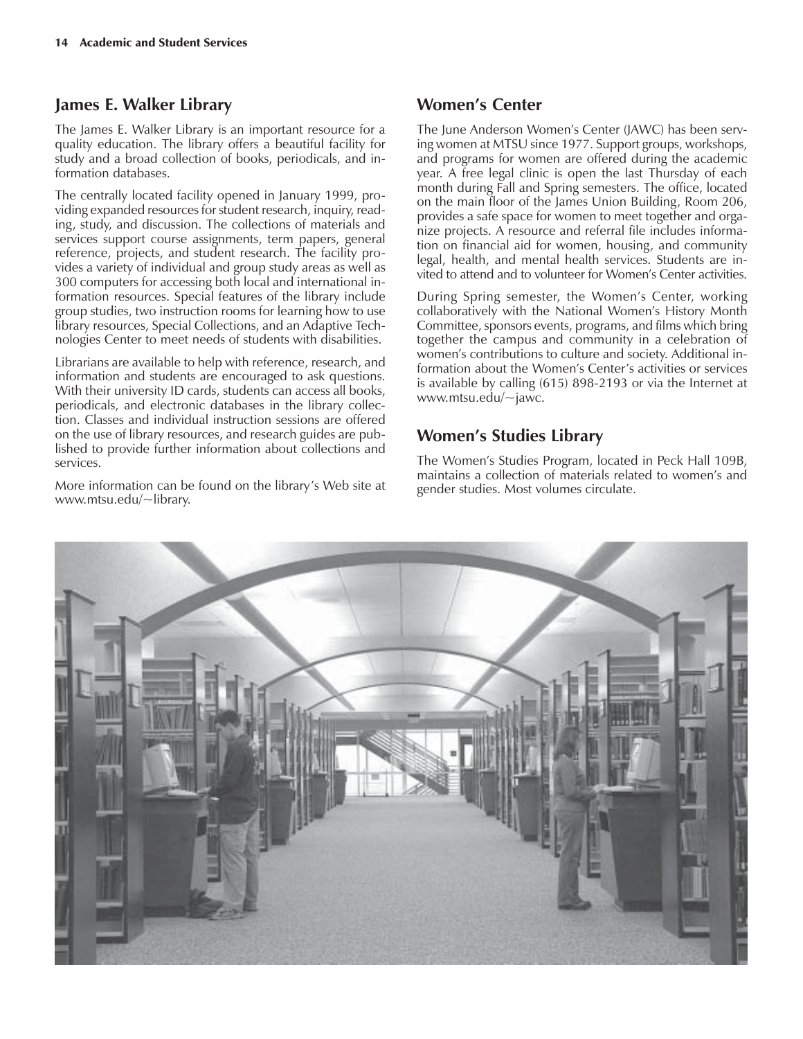## James E. Walker Library

The James E. Walker Library is an important resource for a quality education. The library offers a beautiful facility for study and a broad collection of books, periodicals, and information databases.

The centrally located facility opened in January 1999, providing expanded resources for student research, inquiry, reading, study, and discussion. The collections of materials and services support course assignments, term papers, general reference, projects, and student research. The facility provides a variety of individual and group study areas as well as 300 computers for accessing both local and international information resources. Special features of the library include group studies, two instruction rooms for learning how to use library resources, Special Collections, and an Adaptive Technologies Center to meet needs of students with disabilities.

Librarians are available to help with reference, research, and information and students are encouraged to ask questions. With their university ID cards, students can access all books, periodicals, and electronic databases in the library collection. Classes and individual instruction sessions are offered on the use of library resources, and research guides are published to provide further information about collections and services.

More information can be found on the library's Web site at www.mtsu.edu/~library.

## Women's Center

The June Anderson Women's Center (JAWC) has been serving women at MTSU since 1977. Support groups, workshops, and programs for women are offered during the academic year. A free legal clinic is open the last Thursday of each month during Fall and Spring semesters. The office, located on the main floor of the James Union Building, Room 206, provides a safe space for women to meet together and organize projects. A resource and referral file includes information on financial aid for women, housing, and community legal, health, and mental health services. Students are invited to attend and to volunteer for Women's Center activities.

During Spring semester, the Women's Center, working collaboratively with the National Women's History Month Committee, sponsors events, programs, and films which bring together the campus and community in a celebration of women's contributions to culture and society. Additional information about the Women's Center's activities or services is available by calling (615) 898-2193 or via the Internet at www.mtsu.edu/~jawc.

## Women's Studies Library

The Women's Studies Program, located in Peck Hall 109B, maintains a collection of materials related to women's and gender studies. Most volumes circulate.